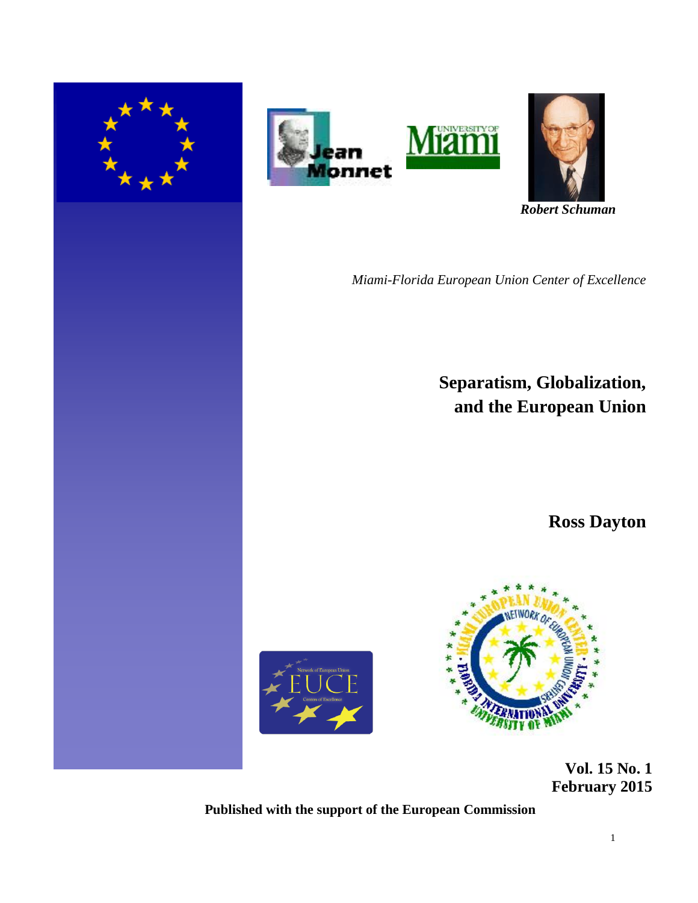*Robert Schuman*

*Miami-Florida European Union Center of Excellence*

# Separatism, Globalization, and the European Union

## Ross Dayton

**Vol. 15 No. 1**
**February 2015**

**Published with the support of the European Commission**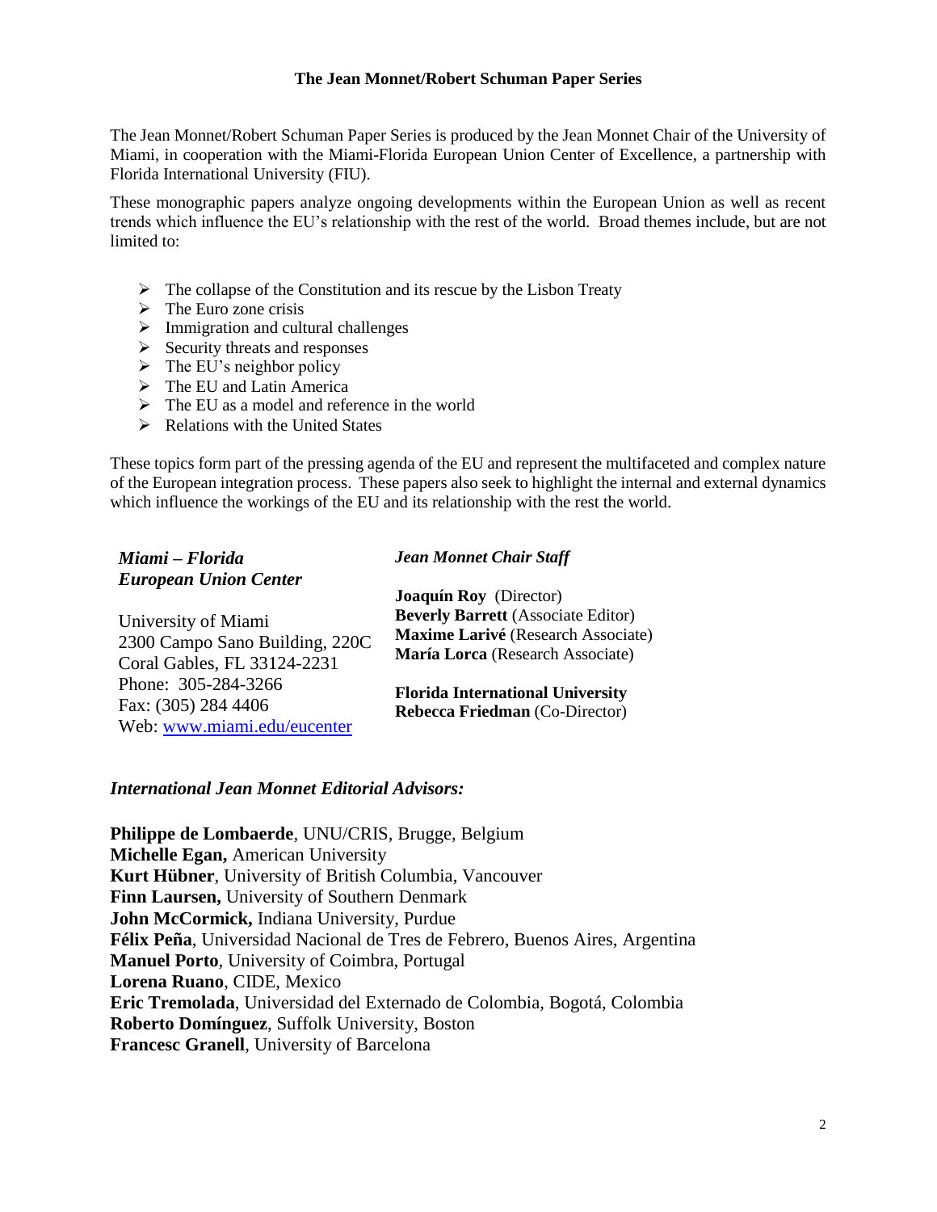# The Jean Monnet/Robert Schuman Paper Series

The Jean Monnet/Robert Schuman Paper Series is produced by the Jean Monnet Chair of the University of Miami, in cooperation with the Miami-Florida European Union Center of Excellence, a partnership with Florida International University (FIU).

These monographic papers analyze ongoing developments within the European Union as well as recent trends which influence the EU's relationship with the rest of the world. Broad themes include, but are not limited to:

- The collapse of the Constitution and its rescue by the Lisbon Treaty
- The Euro zone crisis
- Immigration and cultural challenges
- Security threats and responses
- The EU's neighbor policy
- The EU and Latin America
- The EU as a model and reference in the world
- Relations with the United States

These topics form part of the pressing agenda of the EU and represent the multifaceted and complex nature of the European integration process. These papers also seek to highlight the internal and external dynamics which influence the workings of the EU and its relationship with the rest the world.

***Miami – Florida European Union Center***

University of Miami
2300 Campo Sano Building, 220C
Coral Gables, FL 33124-2231
Phone: 305-284-3266
Fax: (305) 284 4406
Web: www.miami.edu/eucenter

***Jean Monnet Chair Staff***

**Joaquín Roy** (Director)
**Beverly Barrett** (Associate Editor)
**Maxime Larivé** (Research Associate)
**María Lorca** (Research Associate)

**Florida International University**
**Rebecca Friedman** (Co-Director)

***International Jean Monnet Editorial Advisors:***

**Philippe de Lombaerde**, UNU/CRIS, Brugge, Belgium
**Michelle Egan,** American University
**Kurt Hübner**, University of British Columbia, Vancouver
**Finn Laursen,** University of Southern Denmark
**John McCormick,** Indiana University, Purdue
**Félix Peña**, Universidad Nacional de Tres de Febrero, Buenos Aires, Argentina
**Manuel Porto**, University of Coimbra, Portugal
**Lorena Ruano**, CIDE, Mexico
**Eric Tremolada**, Universidad del Externado de Colombia, Bogotá, Colombia
**Roberto Domínguez**, Suffolk University, Boston
**Francesc Granell**, University of Barcelona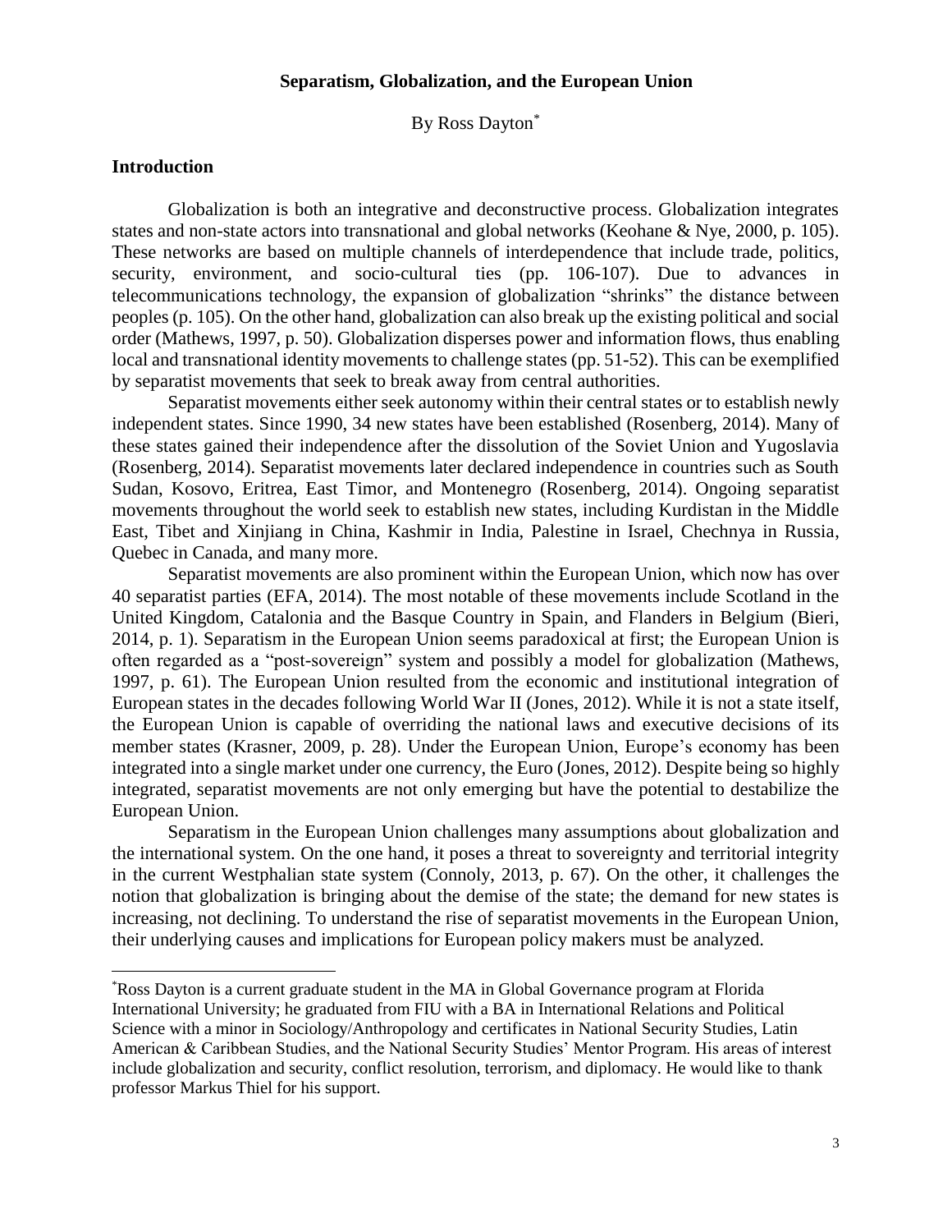**Separatism, Globalization, and the European Union**

By Ross Dayton[*]

## Introduction

Globalization is both an integrative and deconstructive process. Globalization integrates states and non-state actors into transnational and global networks (Keohane & Nye, 2000, p. 105). These networks are based on multiple channels of interdependence that include trade, politics, security, environment, and socio-cultural ties (pp. 106-107). Due to advances in telecommunications technology, the expansion of globalization "shrinks" the distance between peoples (p. 105). On the other hand, globalization can also break up the existing political and social order (Mathews, 1997, p. 50). Globalization disperses power and information flows, thus enabling local and transnational identity movements to challenge states (pp. 51-52). This can be exemplified by separatist movements that seek to break away from central authorities.

Separatist movements either seek autonomy within their central states or to establish newly independent states. Since 1990, 34 new states have been established (Rosenberg, 2014). Many of these states gained their independence after the dissolution of the Soviet Union and Yugoslavia (Rosenberg, 2014). Separatist movements later declared independence in countries such as South Sudan, Kosovo, Eritrea, East Timor, and Montenegro (Rosenberg, 2014). Ongoing separatist movements throughout the world seek to establish new states, including Kurdistan in the Middle East, Tibet and Xinjiang in China, Kashmir in India, Palestine in Israel, Chechnya in Russia, Quebec in Canada, and many more.

Separatist movements are also prominent within the European Union, which now has over 40 separatist parties (EFA, 2014). The most notable of these movements include Scotland in the United Kingdom, Catalonia and the Basque Country in Spain, and Flanders in Belgium (Bieri, 2014, p. 1). Separatism in the European Union seems paradoxical at first; the European Union is often regarded as a "post-sovereign" system and possibly a model for globalization (Mathews, 1997, p. 61). The European Union resulted from the economic and institutional integration of European states in the decades following World War II (Jones, 2012). While it is not a state itself, the European Union is capable of overriding the national laws and executive decisions of its member states (Krasner, 2009, p. 28). Under the European Union, Europe's economy has been integrated into a single market under one currency, the Euro (Jones, 2012). Despite being so highly integrated, separatist movements are not only emerging but have the potential to destabilize the European Union.

Separatism in the European Union challenges many assumptions about globalization and the international system. On the one hand, it poses a threat to sovereignty and territorial integrity in the current Westphalian state system (Connoly, 2013, p. 67). On the other, it challenges the notion that globalization is bringing about the demise of the state; the demand for new states is increasing, not declining. To understand the rise of separatist movements in the European Union, their underlying causes and implications for European policy makers must be analyzed.

---

[*] Ross Dayton is a current graduate student in the MA in Global Governance program at Florida International University; he graduated from FIU with a BA in International Relations and Political Science with a minor in Sociology/Anthropology and certificates in National Security Studies, Latin American & Caribbean Studies, and the National Security Studies' Mentor Program. His areas of interest include globalization and security, conflict resolution, terrorism, and diplomacy. He would like to thank professor Markus Thiel for his support.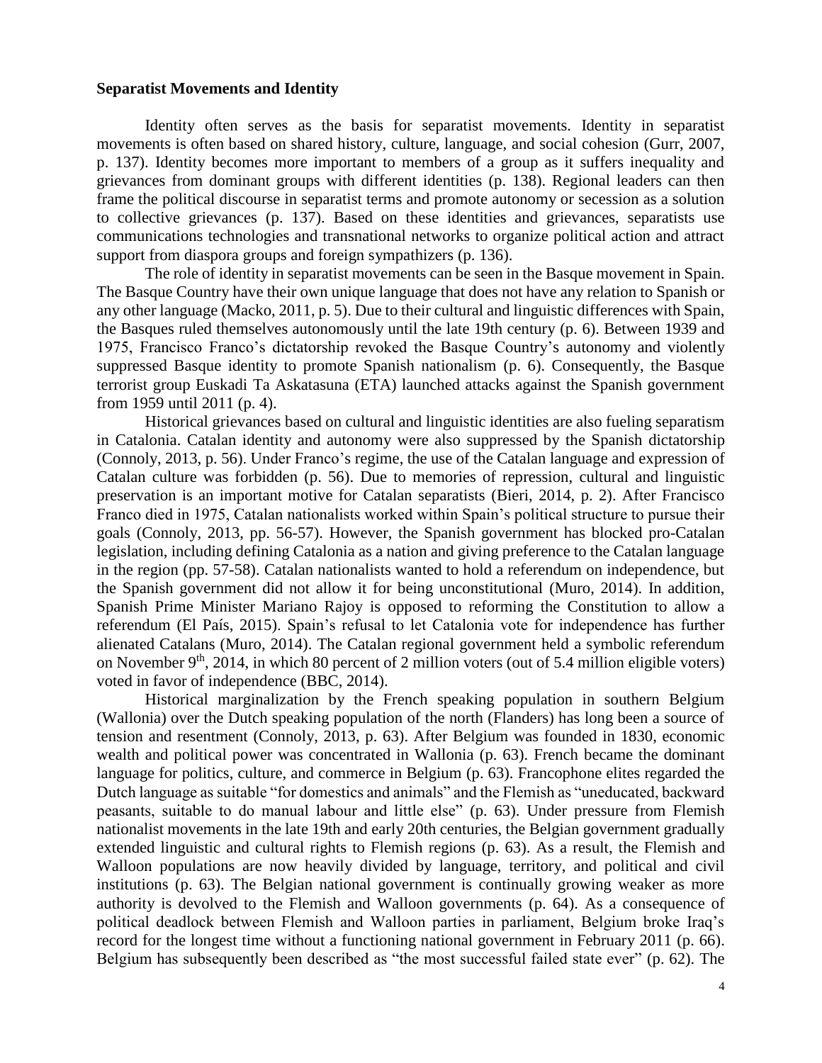## Separatist Movements and Identity

Identity often serves as the basis for separatist movements. Identity in separatist movements is often based on shared history, culture, language, and social cohesion (Gurr, 2007, p. 137). Identity becomes more important to members of a group as it suffers inequality and grievances from dominant groups with different identities (p. 138). Regional leaders can then frame the political discourse in separatist terms and promote autonomy or secession as a solution to collective grievances (p. 137). Based on these identities and grievances, separatists use communications technologies and transnational networks to organize political action and attract support from diaspora groups and foreign sympathizers (p. 136).

The role of identity in separatist movements can be seen in the Basque movement in Spain. The Basque Country have their own unique language that does not have any relation to Spanish or any other language (Macko, 2011, p. 5). Due to their cultural and linguistic differences with Spain, the Basques ruled themselves autonomously until the late 19th century (p. 6). Between 1939 and 1975, Francisco Franco's dictatorship revoked the Basque Country's autonomy and violently suppressed Basque identity to promote Spanish nationalism (p. 6). Consequently, the Basque terrorist group Euskadi Ta Askatasuna (ETA) launched attacks against the Spanish government from 1959 until 2011 (p. 4).

Historical grievances based on cultural and linguistic identities are also fueling separatism in Catalonia. Catalan identity and autonomy were also suppressed by the Spanish dictatorship (Connoly, 2013, p. 56). Under Franco's regime, the use of the Catalan language and expression of Catalan culture was forbidden (p. 56). Due to memories of repression, cultural and linguistic preservation is an important motive for Catalan separatists (Bieri, 2014, p. 2). After Francisco Franco died in 1975, Catalan nationalists worked within Spain's political structure to pursue their goals (Connoly, 2013, pp. 56-57). However, the Spanish government has blocked pro-Catalan legislation, including defining Catalonia as a nation and giving preference to the Catalan language in the region (pp. 57-58). Catalan nationalists wanted to hold a referendum on independence, but the Spanish government did not allow it for being unconstitutional (Muro, 2014). In addition, Spanish Prime Minister Mariano Rajoy is opposed to reforming the Constitution to allow a referendum (El País, 2015). Spain's refusal to let Catalonia vote for independence has further alienated Catalans (Muro, 2014). The Catalan regional government held a symbolic referendum on November 9th, 2014, in which 80 percent of 2 million voters (out of 5.4 million eligible voters) voted in favor of independence (BBC, 2014).

Historical marginalization by the French speaking population in southern Belgium (Wallonia) over the Dutch speaking population of the north (Flanders) has long been a source of tension and resentment (Connoly, 2013, p. 63). After Belgium was founded in 1830, economic wealth and political power was concentrated in Wallonia (p. 63). French became the dominant language for politics, culture, and commerce in Belgium (p. 63). Francophone elites regarded the Dutch language as suitable "for domestics and animals" and the Flemish as "uneducated, backward peasants, suitable to do manual labour and little else" (p. 63). Under pressure from Flemish nationalist movements in the late 19th and early 20th centuries, the Belgian government gradually extended linguistic and cultural rights to Flemish regions (p. 63). As a result, the Flemish and Walloon populations are now heavily divided by language, territory, and political and civil institutions (p. 63). The Belgian national government is continually growing weaker as more authority is devolved to the Flemish and Walloon governments (p. 64). As a consequence of political deadlock between Flemish and Walloon parties in parliament, Belgium broke Iraq's record for the longest time without a functioning national government in February 2011 (p. 66). Belgium has subsequently been described as "the most successful failed state ever" (p. 62). The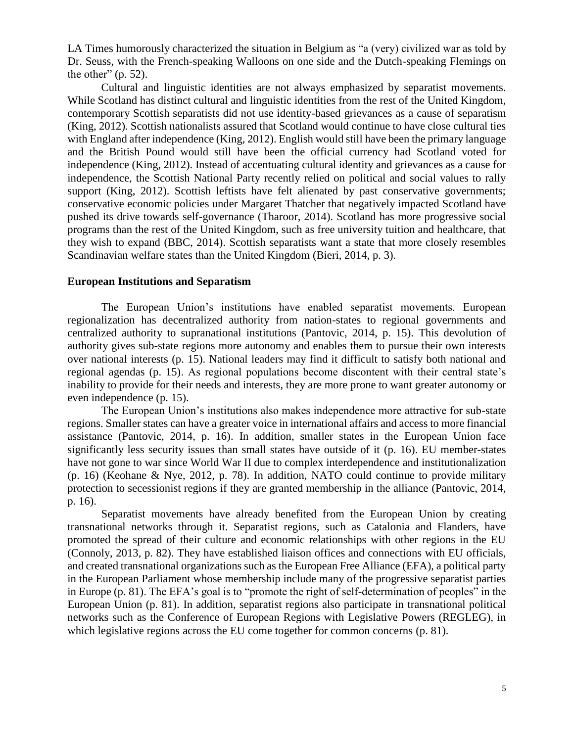LA Times humorously characterized the situation in Belgium as "a (very) civilized war as told by Dr. Seuss, with the French-speaking Walloons on one side and the Dutch-speaking Flemings on the other" (p. 52).

Cultural and linguistic identities are not always emphasized by separatist movements. While Scotland has distinct cultural and linguistic identities from the rest of the United Kingdom, contemporary Scottish separatists did not use identity-based grievances as a cause of separatism (King, 2012). Scottish nationalists assured that Scotland would continue to have close cultural ties with England after independence (King, 2012). English would still have been the primary language and the British Pound would still have been the official currency had Scotland voted for independence (King, 2012). Instead of accentuating cultural identity and grievances as a cause for independence, the Scottish National Party recently relied on political and social values to rally support (King, 2012). Scottish leftists have felt alienated by past conservative governments; conservative economic policies under Margaret Thatcher that negatively impacted Scotland have pushed its drive towards self-governance (Tharoor, 2014). Scotland has more progressive social programs than the rest of the United Kingdom, such as free university tuition and healthcare, that they wish to expand (BBC, 2014). Scottish separatists want a state that more closely resembles Scandinavian welfare states than the United Kingdom (Bieri, 2014, p. 3).

## European Institutions and Separatism

The European Union's institutions have enabled separatist movements. European regionalization has decentralized authority from nation-states to regional governments and centralized authority to supranational institutions (Pantovic, 2014, p. 15). This devolution of authority gives sub-state regions more autonomy and enables them to pursue their own interests over national interests (p. 15). National leaders may find it difficult to satisfy both national and regional agendas (p. 15). As regional populations become discontent with their central state's inability to provide for their needs and interests, they are more prone to want greater autonomy or even independence (p. 15).

The European Union's institutions also makes independence more attractive for sub-state regions. Smaller states can have a greater voice in international affairs and access to more financial assistance (Pantovic, 2014, p. 16). In addition, smaller states in the European Union face significantly less security issues than small states have outside of it (p. 16). EU member-states have not gone to war since World War II due to complex interdependence and institutionalization (p. 16) (Keohane & Nye, 2012, p. 78). In addition, NATO could continue to provide military protection to secessionist regions if they are granted membership in the alliance (Pantovic, 2014, p. 16).

Separatist movements have already benefited from the European Union by creating transnational networks through it. Separatist regions, such as Catalonia and Flanders, have promoted the spread of their culture and economic relationships with other regions in the EU (Connoly, 2013, p. 82). They have established liaison offices and connections with EU officials, and created transnational organizations such as the European Free Alliance (EFA), a political party in the European Parliament whose membership include many of the progressive separatist parties in Europe (p. 81). The EFA's goal is to "promote the right of self-determination of peoples" in the European Union (p. 81). In addition, separatist regions also participate in transnational political networks such as the Conference of European Regions with Legislative Powers (REGLEG), in which legislative regions across the EU come together for common concerns (p. 81).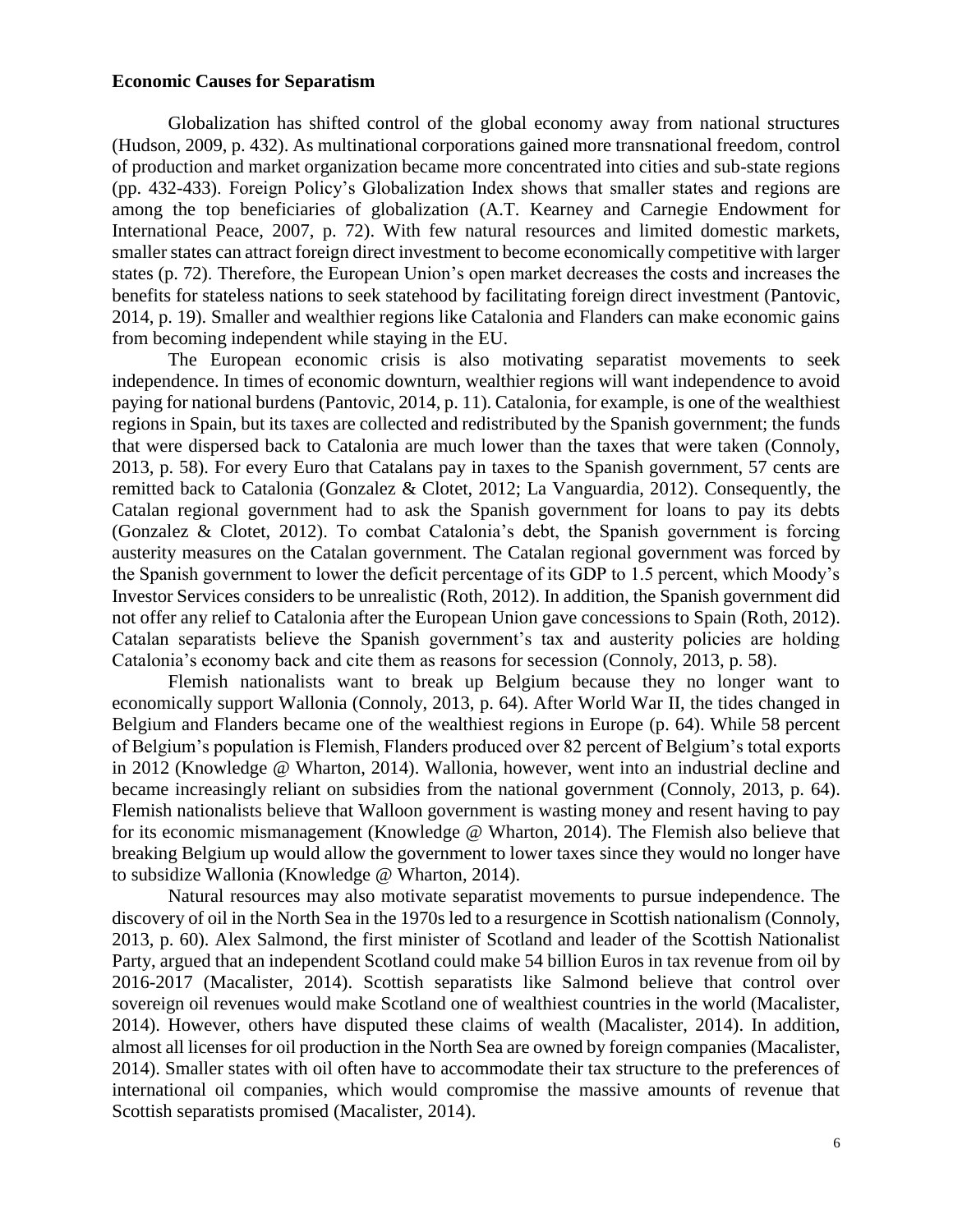**Economic Causes for Separatism**

Globalization has shifted control of the global economy away from national structures (Hudson, 2009, p. 432). As multinational corporations gained more transnational freedom, control of production and market organization became more concentrated into cities and sub-state regions (pp. 432-433). Foreign Policy's Globalization Index shows that smaller states and regions are among the top beneficiaries of globalization (A.T. Kearney and Carnegie Endowment for International Peace, 2007, p. 72). With few natural resources and limited domestic markets, smaller states can attract foreign direct investment to become economically competitive with larger states (p. 72). Therefore, the European Union's open market decreases the costs and increases the benefits for stateless nations to seek statehood by facilitating foreign direct investment (Pantovic, 2014, p. 19). Smaller and wealthier regions like Catalonia and Flanders can make economic gains from becoming independent while staying in the EU.

The European economic crisis is also motivating separatist movements to seek independence. In times of economic downturn, wealthier regions will want independence to avoid paying for national burdens (Pantovic, 2014, p. 11). Catalonia, for example, is one of the wealthiest regions in Spain, but its taxes are collected and redistributed by the Spanish government; the funds that were dispersed back to Catalonia are much lower than the taxes that were taken (Connoly, 2013, p. 58). For every Euro that Catalans pay in taxes to the Spanish government, 57 cents are remitted back to Catalonia (Gonzalez & Clotet, 2012; La Vanguardia, 2012). Consequently, the Catalan regional government had to ask the Spanish government for loans to pay its debts (Gonzalez & Clotet, 2012). To combat Catalonia's debt, the Spanish government is forcing austerity measures on the Catalan government. The Catalan regional government was forced by the Spanish government to lower the deficit percentage of its GDP to 1.5 percent, which Moody's Investor Services considers to be unrealistic (Roth, 2012). In addition, the Spanish government did not offer any relief to Catalonia after the European Union gave concessions to Spain (Roth, 2012). Catalan separatists believe the Spanish government's tax and austerity policies are holding Catalonia's economy back and cite them as reasons for secession (Connoly, 2013, p. 58).

Flemish nationalists want to break up Belgium because they no longer want to economically support Wallonia (Connoly, 2013, p. 64). After World War II, the tides changed in Belgium and Flanders became one of the wealthiest regions in Europe (p. 64). While 58 percent of Belgium's population is Flemish, Flanders produced over 82 percent of Belgium's total exports in 2012 (Knowledge @ Wharton, 2014). Wallonia, however, went into an industrial decline and became increasingly reliant on subsidies from the national government (Connoly, 2013, p. 64). Flemish nationalists believe that Walloon government is wasting money and resent having to pay for its economic mismanagement (Knowledge @ Wharton, 2014). The Flemish also believe that breaking Belgium up would allow the government to lower taxes since they would no longer have to subsidize Wallonia (Knowledge @ Wharton, 2014).

Natural resources may also motivate separatist movements to pursue independence. The discovery of oil in the North Sea in the 1970s led to a resurgence in Scottish nationalism (Connoly, 2013, p. 60). Alex Salmond, the first minister of Scotland and leader of the Scottish Nationalist Party, argued that an independent Scotland could make 54 billion Euros in tax revenue from oil by 2016-2017 (Macalister, 2014). Scottish separatists like Salmond believe that control over sovereign oil revenues would make Scotland one of wealthiest countries in the world (Macalister, 2014). However, others have disputed these claims of wealth (Macalister, 2014). In addition, almost all licenses for oil production in the North Sea are owned by foreign companies (Macalister, 2014). Smaller states with oil often have to accommodate their tax structure to the preferences of international oil companies, which would compromise the massive amounts of revenue that Scottish separatists promised (Macalister, 2014).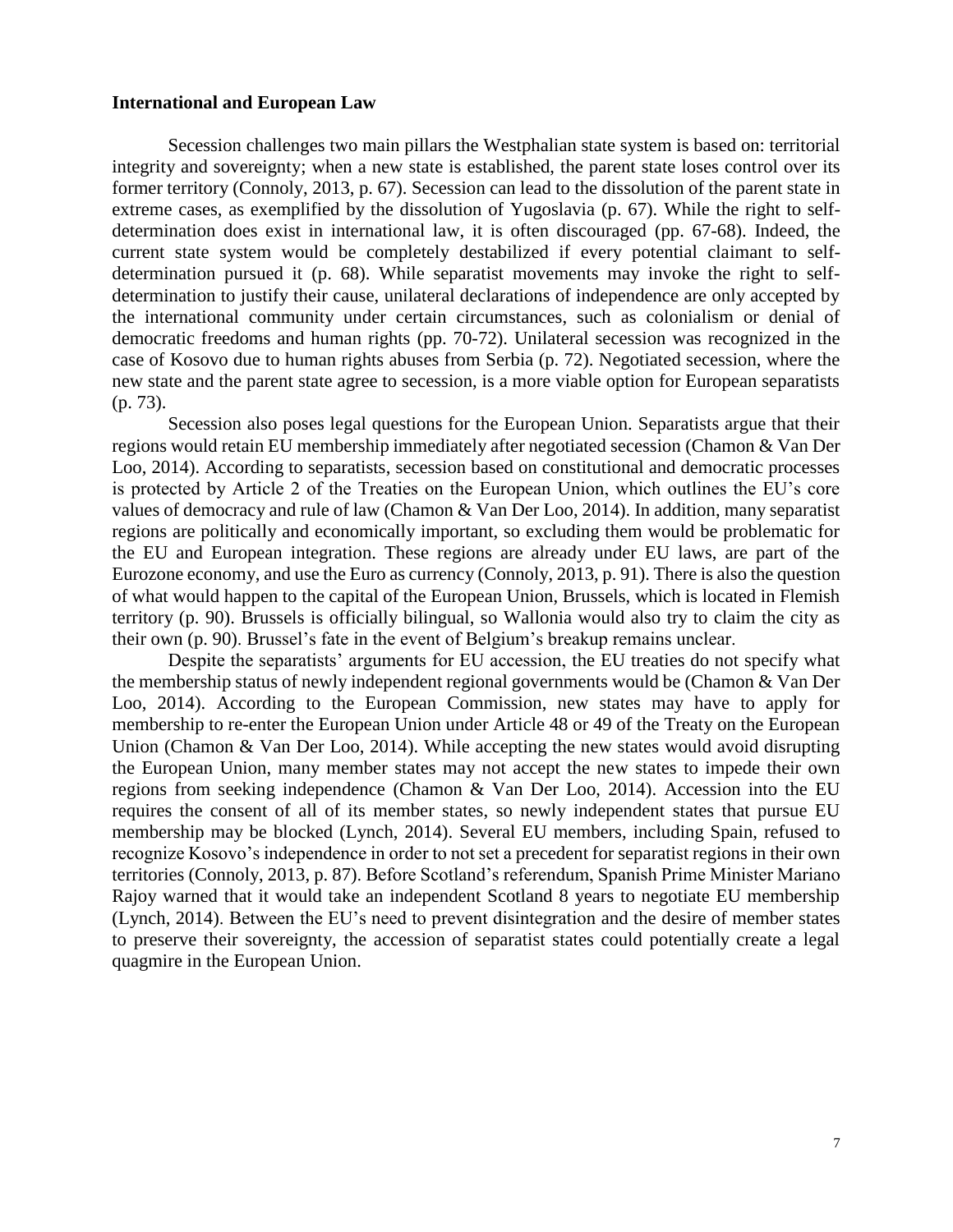**International and European Law**

Secession challenges two main pillars the Westphalian state system is based on: territorial integrity and sovereignty; when a new state is established, the parent state loses control over its former territory (Connoly, 2013, p. 67). Secession can lead to the dissolution of the parent state in extreme cases, as exemplified by the dissolution of Yugoslavia (p. 67). While the right to self-determination does exist in international law, it is often discouraged (pp. 67-68). Indeed, the current state system would be completely destabilized if every potential claimant to self-determination pursued it (p. 68). While separatist movements may invoke the right to self-determination to justify their cause, unilateral declarations of independence are only accepted by the international community under certain circumstances, such as colonialism or denial of democratic freedoms and human rights (pp. 70-72). Unilateral secession was recognized in the case of Kosovo due to human rights abuses from Serbia (p. 72). Negotiated secession, where the new state and the parent state agree to secession, is a more viable option for European separatists (p. 73).

Secession also poses legal questions for the European Union. Separatists argue that their regions would retain EU membership immediately after negotiated secession (Chamon & Van Der Loo, 2014). According to separatists, secession based on constitutional and democratic processes is protected by Article 2 of the Treaties on the European Union, which outlines the EU's core values of democracy and rule of law (Chamon & Van Der Loo, 2014). In addition, many separatist regions are politically and economically important, so excluding them would be problematic for the EU and European integration. These regions are already under EU laws, are part of the Eurozone economy, and use the Euro as currency (Connoly, 2013, p. 91). There is also the question of what would happen to the capital of the European Union, Brussels, which is located in Flemish territory (p. 90). Brussels is officially bilingual, so Wallonia would also try to claim the city as their own (p. 90). Brussel's fate in the event of Belgium's breakup remains unclear.

Despite the separatists' arguments for EU accession, the EU treaties do not specify what the membership status of newly independent regional governments would be (Chamon & Van Der Loo, 2014). According to the European Commission, new states may have to apply for membership to re-enter the European Union under Article 48 or 49 of the Treaty on the European Union (Chamon & Van Der Loo, 2014). While accepting the new states would avoid disrupting the European Union, many member states may not accept the new states to impede their own regions from seeking independence (Chamon & Van Der Loo, 2014). Accession into the EU requires the consent of all of its member states, so newly independent states that pursue EU membership may be blocked (Lynch, 2014). Several EU members, including Spain, refused to recognize Kosovo's independence in order to not set a precedent for separatist regions in their own territories (Connoly, 2013, p. 87). Before Scotland's referendum, Spanish Prime Minister Mariano Rajoy warned that it would take an independent Scotland 8 years to negotiate EU membership (Lynch, 2014). Between the EU's need to prevent disintegration and the desire of member states to preserve their sovereignty, the accession of separatist states could potentially create a legal quagmire in the European Union.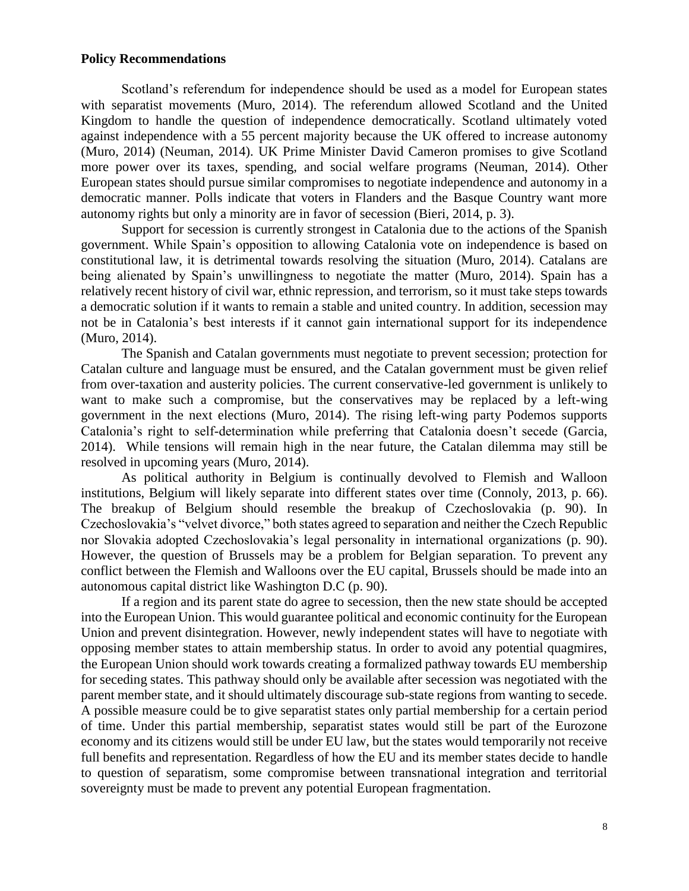**Policy Recommendations**

Scotland's referendum for independence should be used as a model for European states with separatist movements (Muro, 2014). The referendum allowed Scotland and the United Kingdom to handle the question of independence democratically. Scotland ultimately voted against independence with a 55 percent majority because the UK offered to increase autonomy (Muro, 2014) (Neuman, 2014). UK Prime Minister David Cameron promises to give Scotland more power over its taxes, spending, and social welfare programs (Neuman, 2014). Other European states should pursue similar compromises to negotiate independence and autonomy in a democratic manner. Polls indicate that voters in Flanders and the Basque Country want more autonomy rights but only a minority are in favor of secession (Bieri, 2014, p. 3).

Support for secession is currently strongest in Catalonia due to the actions of the Spanish government. While Spain's opposition to allowing Catalonia vote on independence is based on constitutional law, it is detrimental towards resolving the situation (Muro, 2014). Catalans are being alienated by Spain's unwillingness to negotiate the matter (Muro, 2014). Spain has a relatively recent history of civil war, ethnic repression, and terrorism, so it must take steps towards a democratic solution if it wants to remain a stable and united country. In addition, secession may not be in Catalonia's best interests if it cannot gain international support for its independence (Muro, 2014).

The Spanish and Catalan governments must negotiate to prevent secession; protection for Catalan culture and language must be ensured, and the Catalan government must be given relief from over-taxation and austerity policies. The current conservative-led government is unlikely to want to make such a compromise, but the conservatives may be replaced by a left-wing government in the next elections (Muro, 2014). The rising left-wing party Podemos supports Catalonia's right to self-determination while preferring that Catalonia doesn't secede (Garcia, 2014). While tensions will remain high in the near future, the Catalan dilemma may still be resolved in upcoming years (Muro, 2014).

As political authority in Belgium is continually devolved to Flemish and Walloon institutions, Belgium will likely separate into different states over time (Connoly, 2013, p. 66). The breakup of Belgium should resemble the breakup of Czechoslovakia (p. 90). In Czechoslovakia's "velvet divorce," both states agreed to separation and neither the Czech Republic nor Slovakia adopted Czechoslovakia's legal personality in international organizations (p. 90). However, the question of Brussels may be a problem for Belgian separation. To prevent any conflict between the Flemish and Walloons over the EU capital, Brussels should be made into an autonomous capital district like Washington D.C (p. 90).

If a region and its parent state do agree to secession, then the new state should be accepted into the European Union. This would guarantee political and economic continuity for the European Union and prevent disintegration. However, newly independent states will have to negotiate with opposing member states to attain membership status. In order to avoid any potential quagmires, the European Union should work towards creating a formalized pathway towards EU membership for seceding states. This pathway should only be available after secession was negotiated with the parent member state, and it should ultimately discourage sub-state regions from wanting to secede. A possible measure could be to give separatist states only partial membership for a certain period of time. Under this partial membership, separatist states would still be part of the Eurozone economy and its citizens would still be under EU law, but the states would temporarily not receive full benefits and representation. Regardless of how the EU and its member states decide to handle to question of separatism, some compromise between transnational integration and territorial sovereignty must be made to prevent any potential European fragmentation.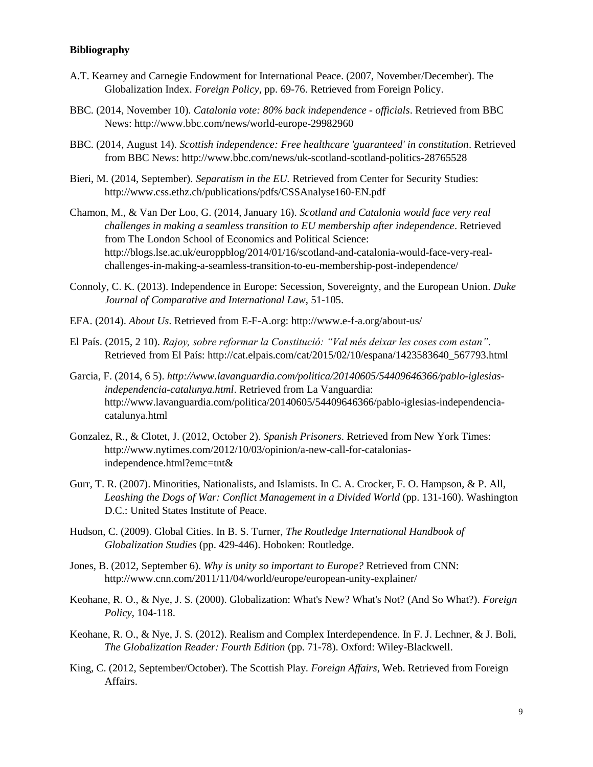**Bibliography**

A.T. Kearney and Carnegie Endowment for International Peace. (2007, November/December). The Globalization Index. *Foreign Policy*, pp. 69-76. Retrieved from Foreign Policy.

BBC. (2014, November 10). *Catalonia vote: 80% back independence - officials*. Retrieved from BBC News: http://www.bbc.com/news/world-europe-29982960

BBC. (2014, August 14). *Scottish independence: Free healthcare 'guaranteed' in constitution*. Retrieved from BBC News: http://www.bbc.com/news/uk-scotland-scotland-politics-28765528

Bieri, M. (2014, September). *Separatism in the EU.* Retrieved from Center for Security Studies: http://www.css.ethz.ch/publications/pdfs/CSSAnalyse160-EN.pdf

Chamon, M., & Van Der Loo, G. (2014, January 16). *Scotland and Catalonia would face very real challenges in making a seamless transition to EU membership after independence*. Retrieved from The London School of Economics and Political Science: http://blogs.lse.ac.uk/europpblog/2014/01/16/scotland-and-catalonia-would-face-very-real-challenges-in-making-a-seamless-transition-to-eu-membership-post-independence/

Connoly, C. K. (2013). Independence in Europe: Secession, Sovereignty, and the European Union. *Duke Journal of Comparative and International Law*, 51-105.

EFA. (2014). *About Us*. Retrieved from E-F-A.org: http://www.e-f-a.org/about-us/

El País. (2015, 2 10). *Rajoy, sobre reformar la Constitució: "Val més deixar les coses com estan"*. Retrieved from El País: http://cat.elpais.com/cat/2015/02/10/espana/1423583640_567793.html

Garcia, F. (2014, 6 5). *http://www.lavanguardia.com/politica/20140605/54409646366/pablo-iglesias-independencia-catalunya.html*. Retrieved from La Vanguardia: http://www.lavanguardia.com/politica/20140605/54409646366/pablo-iglesias-independencia-catalunya.html

Gonzalez, R., & Clotet, J. (2012, October 2). *Spanish Prisoners*. Retrieved from New York Times: http://www.nytimes.com/2012/10/03/opinion/a-new-call-for-catalonias-independence.html?emc=tnt&

Gurr, T. R. (2007). Minorities, Nationalists, and Islamists. In C. A. Crocker, F. O. Hampson, & P. All, *Leashing the Dogs of War: Conflict Management in a Divided World* (pp. 131-160). Washington D.C.: United States Institute of Peace.

Hudson, C. (2009). Global Cities. In B. S. Turner, *The Routledge International Handbook of Globalization Studies* (pp. 429-446). Hoboken: Routledge.

Jones, B. (2012, September 6). *Why is unity so important to Europe?* Retrieved from CNN: http://www.cnn.com/2011/11/04/world/europe/european-unity-explainer/

Keohane, R. O., & Nye, J. S. (2000). Globalization: What's New? What's Not? (And So What?). *Foreign Policy*, 104-118.

Keohane, R. O., & Nye, J. S. (2012). Realism and Complex Interdependence. In F. J. Lechner, & J. Boli, *The Globalization Reader: Fourth Edition* (pp. 71-78). Oxford: Wiley-Blackwell.

King, C. (2012, September/October). The Scottish Play. *Foreign Affairs*, Web. Retrieved from Foreign Affairs.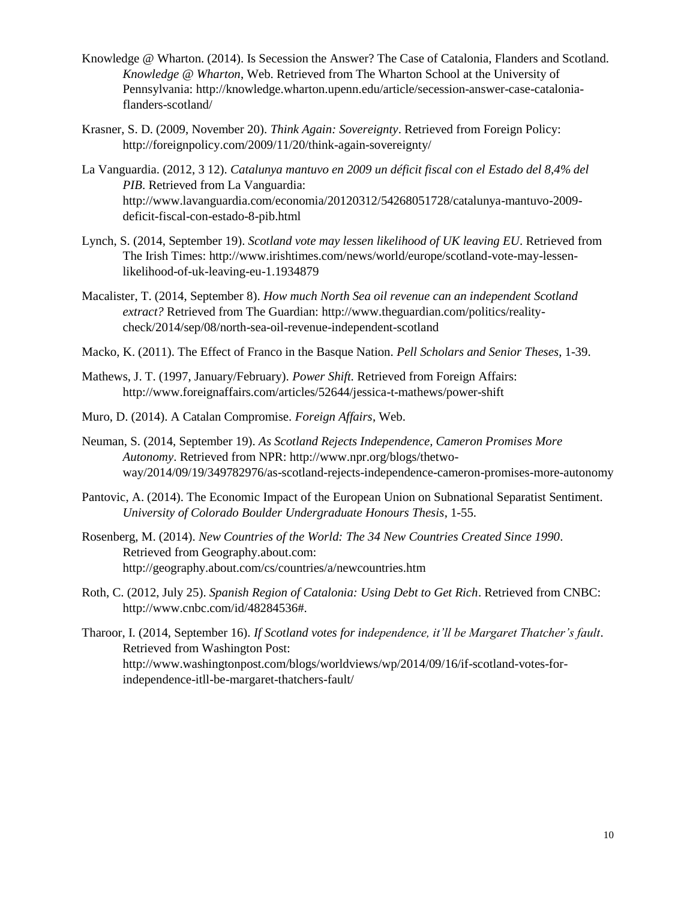Knowledge @ Wharton. (2014). Is Secession the Answer? The Case of Catalonia, Flanders and Scotland. *Knowledge @ Wharton*, Web. Retrieved from The Wharton School at the University of Pennsylvania: http://knowledge.wharton.upenn.edu/article/secession-answer-case-catalonia-flanders-scotland/

Krasner, S. D. (2009, November 20). *Think Again: Sovereignty*. Retrieved from Foreign Policy: http://foreignpolicy.com/2009/11/20/think-again-sovereignty/

La Vanguardia. (2012, 3 12). *Catalunya mantuvo en 2009 un déficit fiscal con el Estado del 8,4% del PIB*. Retrieved from La Vanguardia: http://www.lavanguardia.com/economia/20120312/54268051728/catalunya-mantuvo-2009-deficit-fiscal-con-estado-8-pib.html

Lynch, S. (2014, September 19). *Scotland vote may lessen likelihood of UK leaving EU*. Retrieved from The Irish Times: http://www.irishtimes.com/news/world/europe/scotland-vote-may-lessen-likelihood-of-uk-leaving-eu-1.1934879

Macalister, T. (2014, September 8). *How much North Sea oil revenue can an independent Scotland extract?* Retrieved from The Guardian: http://www.theguardian.com/politics/reality-check/2014/sep/08/north-sea-oil-revenue-independent-scotland

Macko, K. (2011). The Effect of Franco in the Basque Nation. *Pell Scholars and Senior Theses*, 1-39.

Mathews, J. T. (1997, January/February). *Power Shift*. Retrieved from Foreign Affairs: http://www.foreignaffairs.com/articles/52644/jessica-t-mathews/power-shift

Muro, D. (2014). A Catalan Compromise. *Foreign Affairs*, Web.

Neuman, S. (2014, September 19). *As Scotland Rejects Independence, Cameron Promises More Autonomy*. Retrieved from NPR: http://www.npr.org/blogs/thetwo-way/2014/09/19/349782976/as-scotland-rejects-independence-cameron-promises-more-autonomy

Pantovic, A. (2014). The Economic Impact of the European Union on Subnational Separatist Sentiment. *University of Colorado Boulder Undergraduate Honours Thesis*, 1-55.

Rosenberg, M. (2014). *New Countries of the World: The 34 New Countries Created Since 1990*. Retrieved from Geography.about.com: http://geography.about.com/cs/countries/a/newcountries.htm

Roth, C. (2012, July 25). *Spanish Region of Catalonia: Using Debt to Get Rich*. Retrieved from CNBC: http://www.cnbc.com/id/48284536#.

Tharoor, I. (2014, September 16). *If Scotland votes for independence, it'll be Margaret Thatcher's fault*. Retrieved from Washington Post: http://www.washingtonpost.com/blogs/worldviews/wp/2014/09/16/if-scotland-votes-for-independence-itll-be-margaret-thatchers-fault/